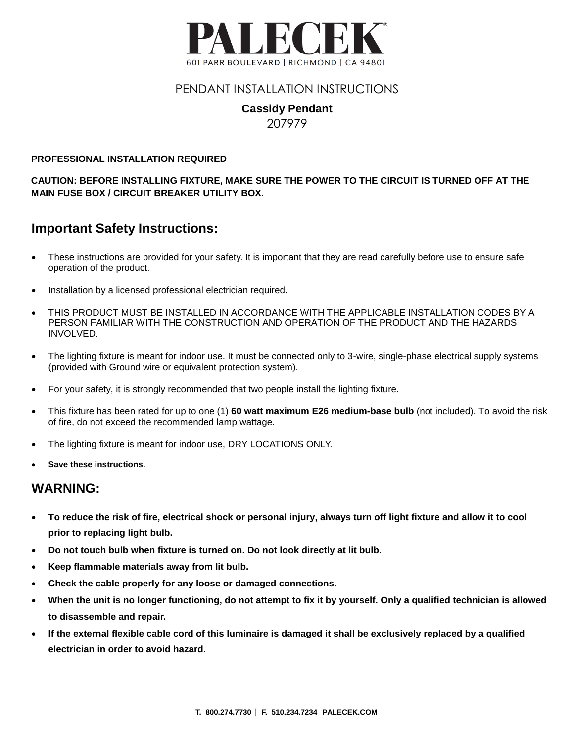# PALECEK®

601 PARR BOULEVARD | RICHMOND | CA 94801

PENDANT INSTALLATION INSTRUCTIONS

**Cassidy Pendant**

207979

**PROFESSIONAL INSTALLATION REQUIRED**

**CAUTION: BEFORE INSTALLING FIXTURE, MAKE SURE THE POWER TO THE CIRCUIT IS TURNED OFF AT THE MAIN FUSE BOX / CIRCUIT BREAKER UTILITY BOX.**

## Important Safety Instructions:

- These instructions are provided for your safety. It is important that they are read carefully before use to ensure safe operation of the product.
- Installation by a licensed professional electrician required.
- THIS PRODUCT MUST BE INSTALLED IN ACCORDANCE WITH THE APPLICABLE INSTALLATION CODES BY A PERSON FAMILIAR WITH THE CONSTRUCTION AND OPERATION OF THE PRODUCT AND THE HAZARDS INVOLVED.
- The lighting fixture is meant for indoor use. It must be connected only to 3-wire, single-phase electrical supply systems (provided with Ground wire or equivalent protection system).
- For your safety, it is strongly recommended that two people install the lighting fixture.
- This fixture has been rated for up to one (1) **60 watt maximum E26 medium-base bulb** (not included). To avoid the risk of fire, do not exceed the recommended lamp wattage.
- The lighting fixture is meant for indoor use, DRY LOCATIONS ONLY.
- **Save these instructions.**

## WARNING:

- **To reduce the risk of fire, electrical shock or personal injury, always turn off light fixture and allow it to cool prior to replacing light bulb.**
- **Do not touch bulb when fixture is turned on. Do not look directly at lit bulb.**
- **Keep flammable materials away from lit bulb.**
- **Check the cable properly for any loose or damaged connections.**
- **When the unit is no longer functioning, do not attempt to fix it by yourself. Only a qualified technician is allowed to disassemble and repair.**
- **If the external flexible cable cord of this luminaire is damaged it shall be exclusively replaced by a qualified electrician in order to avoid hazard.**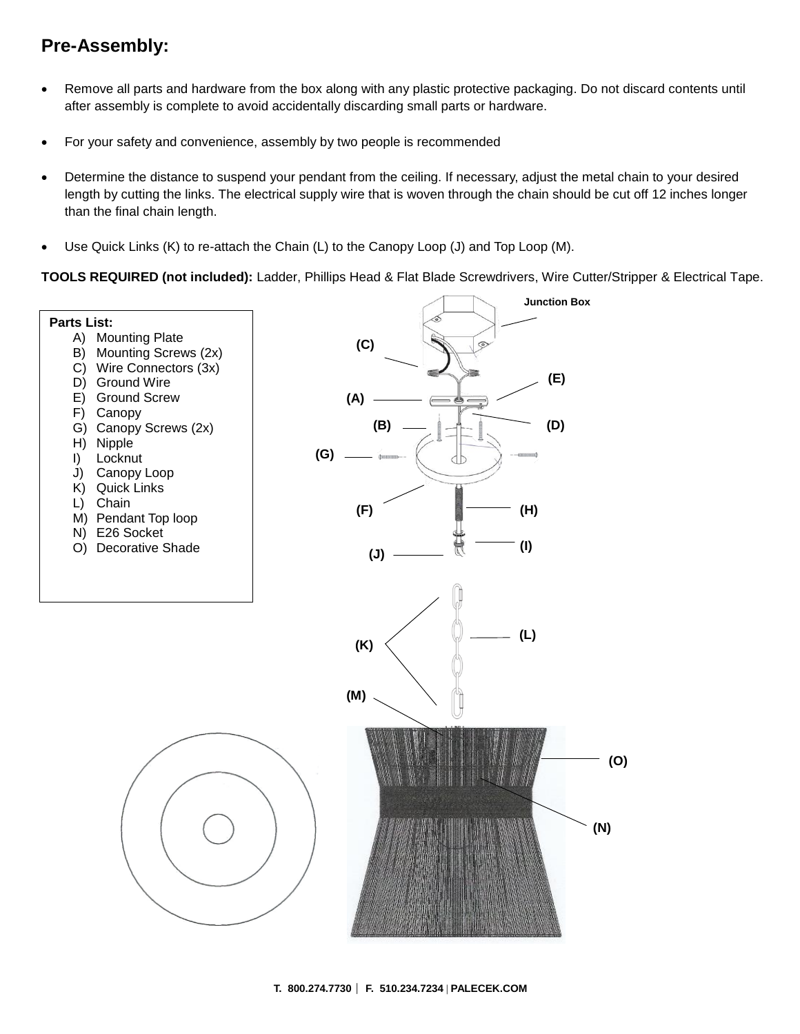## Pre-Assembly:

- Remove all parts and hardware from the box along with any plastic protective packaging. Do not discard contents until after assembly is complete to avoid accidentally discarding small parts or hardware.
- For your safety and convenience, assembly by two people is recommended
- Determine the distance to suspend your pendant from the ceiling. If necessary, adjust the metal chain to your desired length by cutting the links. The electrical supply wire that is woven through the chain should be cut off 12 inches longer than the final chain length.
- Use Quick Links (K) to re-attach the Chain (L) to the Canopy Loop (J) and Top Loop (M).

**TOOLS REQUIRED (not included):** Ladder, Phillips Head & Flat Blade Screwdrivers, Wire Cutter/Stripper & Electrical Tape.

**Parts List:**

A) Mounting Plate
B) Mounting Screws (2x)
C) Wire Connectors (3x)
D) Ground Wire
E) Ground Screw
F) Canopy
G) Canopy Screws (2x)
H) Nipple
I) Locknut
J) Canopy Loop
K) Quick Links
L) Chain
M) Pendant Top loop
N) E26 Socket
O) Decorative Shade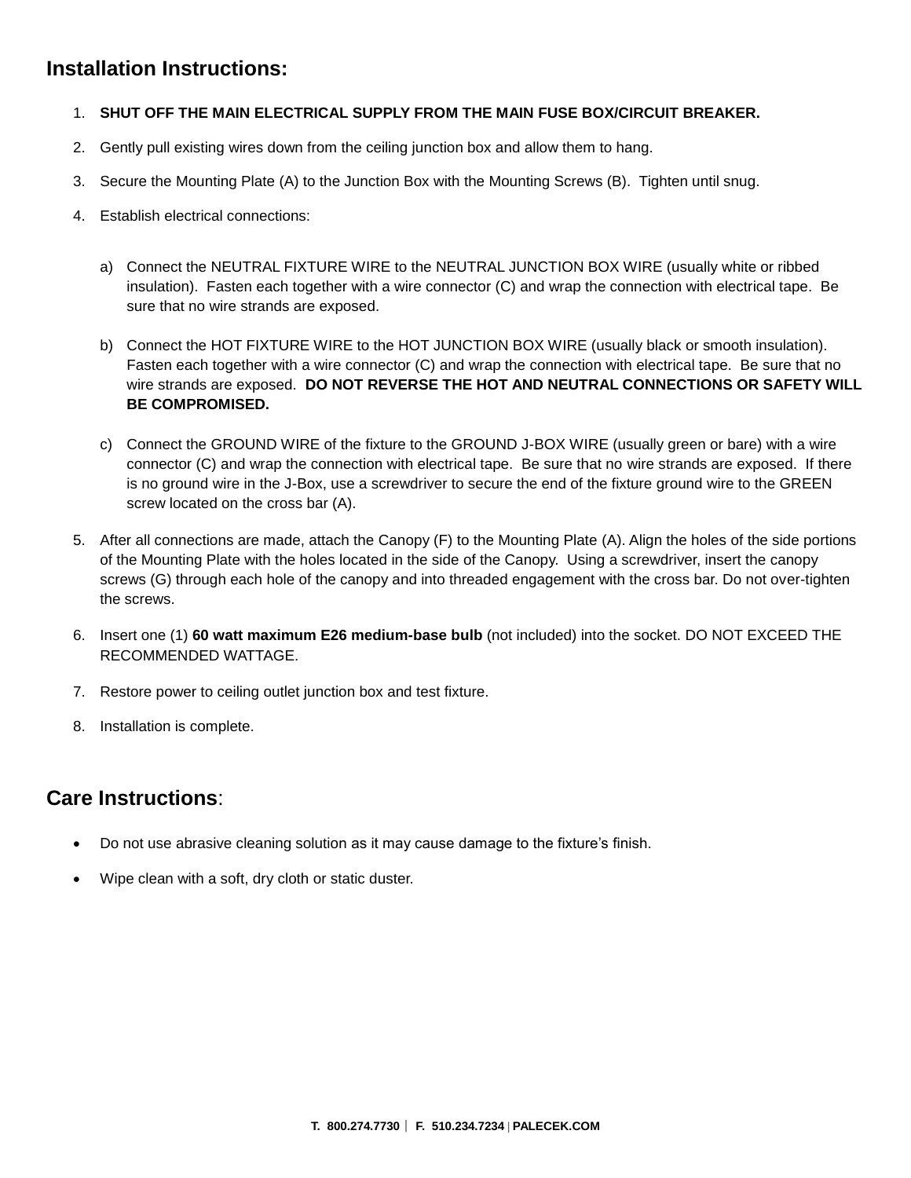## Installation Instructions:

1. **SHUT OFF THE MAIN ELECTRICAL SUPPLY FROM THE MAIN FUSE BOX/CIRCUIT BREAKER.**
2. Gently pull existing wires down from the ceiling junction box and allow them to hang.
3. Secure the Mounting Plate (A) to the Junction Box with the Mounting Screws (B). Tighten until snug.
4. Establish electrical connections:

   a) Connect the NEUTRAL FIXTURE WIRE to the NEUTRAL JUNCTION BOX WIRE (usually white or ribbed insulation). Fasten each together with a wire connector (C) and wrap the connection with electrical tape. Be sure that no wire strands are exposed.

   b) Connect the HOT FIXTURE WIRE to the HOT JUNCTION BOX WIRE (usually black or smooth insulation). Fasten each together with a wire connector (C) and wrap the connection with electrical tape. Be sure that no wire strands are exposed. **DO NOT REVERSE THE HOT AND NEUTRAL CONNECTIONS OR SAFETY WILL BE COMPROMISED.**

   c) Connect the GROUND WIRE of the fixture to the GROUND J-BOX WIRE (usually green or bare) with a wire connector (C) and wrap the connection with electrical tape. Be sure that no wire strands are exposed. If there is no ground wire in the J-Box, use a screwdriver to secure the end of the fixture ground wire to the GREEN screw located on the cross bar (A).

5. After all connections are made, attach the Canopy (F) to the Mounting Plate (A). Align the holes of the side portions of the Mounting Plate with the holes located in the side of the Canopy. Using a screwdriver, insert the canopy screws (G) through each hole of the canopy and into threaded engagement with the cross bar. Do not over-tighten the screws.
6. Insert one (1) **60 watt maximum E26 medium-base bulb** (not included) into the socket. DO NOT EXCEED THE RECOMMENDED WATTAGE.
7. Restore power to ceiling outlet junction box and test fixture.
8. Installation is complete.

## Care Instructions:

- Do not use abrasive cleaning solution as it may cause damage to the fixture's finish.
- Wipe clean with a soft, dry cloth or static duster.